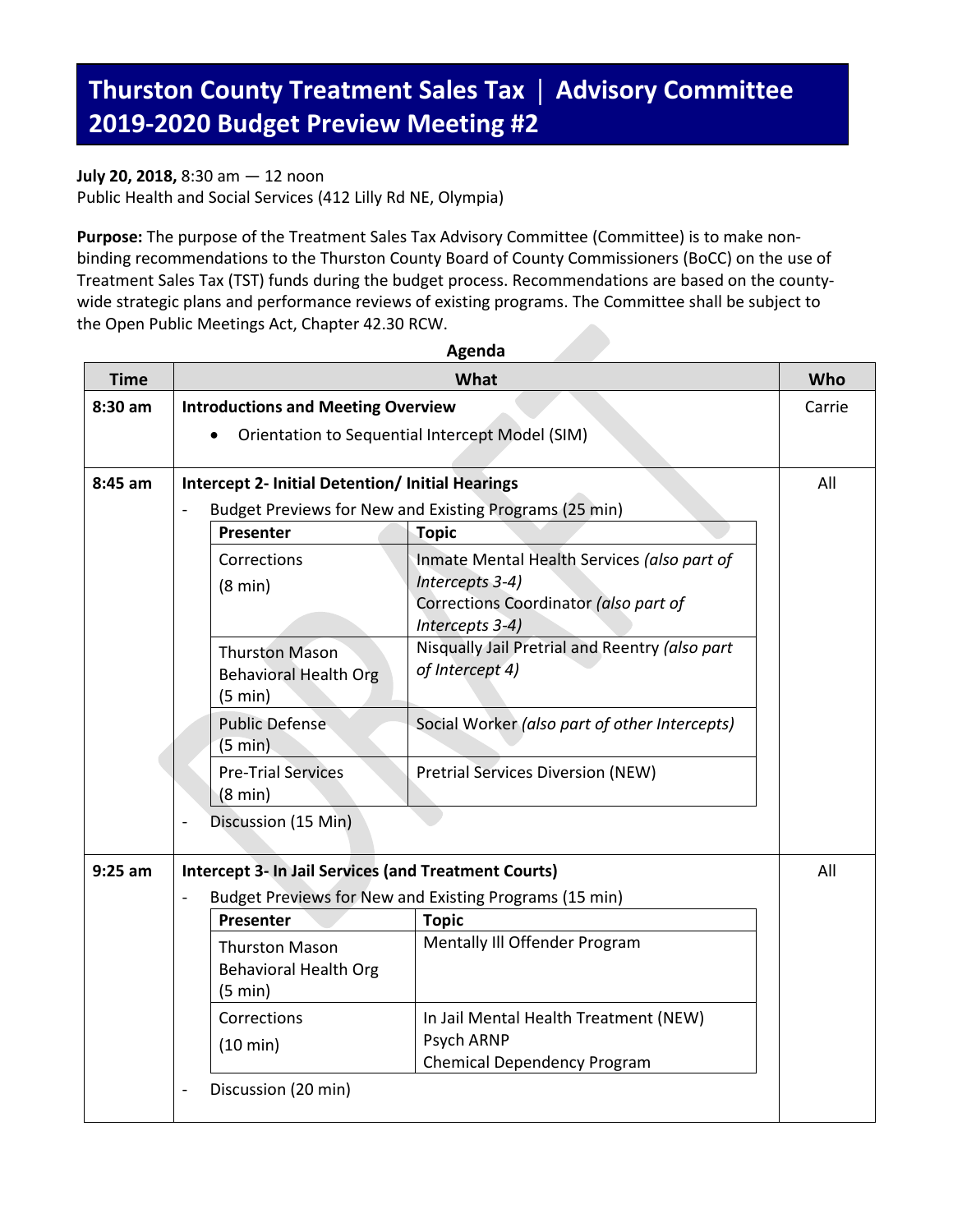# Thurston County Treatment Sales Tax | Advisory Committee 2019-2020 Budget Preview Meeting #2

**July 20, 2018,** 8:30 am — 12 noon
Public Health and Social Services (412 Lilly Rd NE, Olympia)

**Purpose:** The purpose of the Treatment Sales Tax Advisory Committee (Committee) is to make non-binding recommendations to the Thurston County Board of County Commissioners (BoCC) on the use of Treatment Sales Tax (TST) funds during the budget process. Recommendations are based on the county-wide strategic plans and performance reviews of existing programs. The Committee shall be subject to the Open Public Meetings Act, Chapter 42.30 RCW.

**Agenda**

| Time | What | Who |
|---|---|---|
| 8:30 am | **Introductions and Meeting Overview**<br>• Orientation to Sequential Intercept Model (SIM) | Carrie |
| 8:45 am | **Intercept 2- Initial Detention/ Initial Hearings**<br>- Budget Previews for New and Existing Programs (25 min)<br>- Discussion (15 Min) | All |
| 9:25 am | **Intercept 3- In Jail Services (and Treatment Courts)**<br>- Budget Previews for New and Existing Programs (15 min)<br>- Discussion (20 min) | All |

**Intercept 2- Initial Detention/ Initial Hearings — Budget Previews for New and Existing Programs (25 min)**

| Presenter | Topic |
|---|---|
| Corrections (8 min) | Inmate Mental Health Services *(also part of Intercepts 3-4)*<br>Corrections Coordinator *(also part of Intercepts 3-4)* |
| Thurston Mason Behavioral Health Org (5 min) | Nisqually Jail Pretrial and Reentry *(also part of Intercept 4)* |
| Public Defense (5 min) | Social Worker *(also part of other Intercepts)* |
| Pre-Trial Services (8 min) | Pretrial Services Diversion (NEW) |

**Intercept 3- In Jail Services (and Treatment Courts) — Budget Previews for New and Existing Programs (15 min)**

| Presenter | Topic |
|---|---|
| Thurston Mason Behavioral Health Org (5 min) | Mentally Ill Offender Program |
| Corrections (10 min) | In Jail Mental Health Treatment (NEW)<br>Psych ARNP<br>Chemical Dependency Program |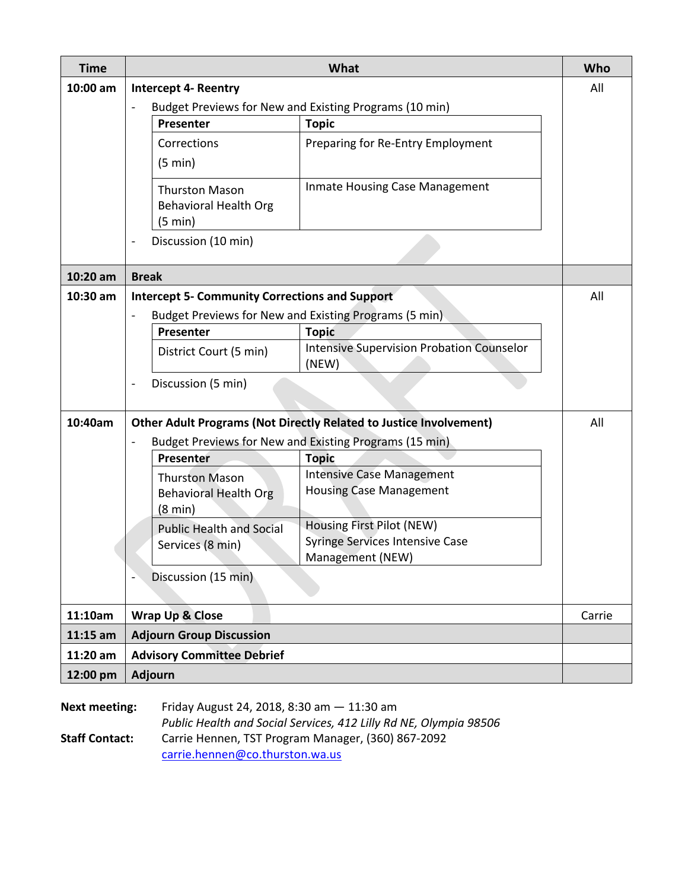| Time | What | Who |
|---|---|---|
| 10:00 am | **Intercept 4- Reentry**<br>- Budget Previews for New and Existing Programs (10 min)<br>**Presenter** / **Topic**<br>Corrections (5 min) / Preparing for Re-Entry Employment<br>Thurston Mason Behavioral Health Org (5 min) / Inmate Housing Case Management<br>- Discussion (10 min) | All |
| 10:20 am | **Break** | |
| 10:30 am | **Intercept 5- Community Corrections and Support**<br>- Budget Previews for New and Existing Programs (5 min)<br>**Presenter** / **Topic**<br>District Court (5 min) / Intensive Supervision Probation Counselor (NEW)<br>- Discussion (5 min) | All |
| 10:40am | **Other Adult Programs (Not Directly Related to Justice Involvement)**<br>- Budget Previews for New and Existing Programs (15 min)<br>**Presenter** / **Topic**<br>Thurston Mason Behavioral Health Org (8 min) / Intensive Case Management; Housing Case Management<br>Public Health and Social Services (8 min) / Housing First Pilot (NEW); Syringe Services Intensive Case Management (NEW)<br>- Discussion (15 min) | All |
| 11:10am | **Wrap Up & Close** | Carrie |
| 11:15 am | **Adjourn Group Discussion** | |
| 11:20 am | **Advisory Committee Debrief** | |
| 12:00 pm | **Adjourn** | |

**Next meeting:** Friday August 24, 2018, 8:30 am — 11:30 am
*Public Health and Social Services, 412 Lilly Rd NE, Olympia 98506*

**Staff Contact:** Carrie Hennen, TST Program Manager, (360) 867-2092
carrie.hennen@co.thurston.wa.us